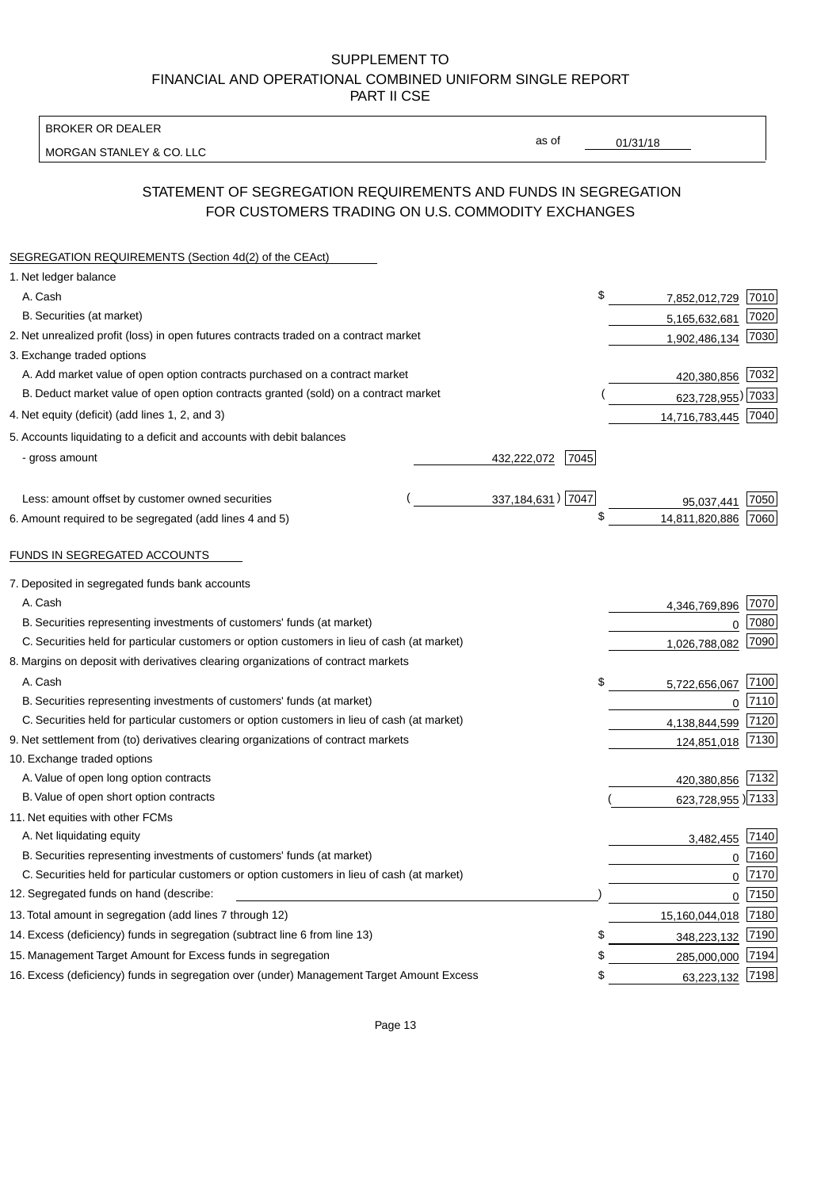SUPPLEMENT TO
FINANCIAL AND OPERATIONAL COMBINED UNIFORM SINGLE REPORT
PART II CSE

BROKER OR DEALER
MORGAN STANLEY & CO. LLC

as of 01/31/18

## STATEMENT OF SEGREGATION REQUIREMENTS AND FUNDS IN SEGREGATION FOR CUSTOMERS TRADING ON U.S. COMMODITY EXCHANGES

SEGREGATION REQUIREMENTS (Section 4d(2) of the CEAct)

| Item | | | Amount | Code |
|---|---|---|---|---|
| 1. Net ledger balance | | | | |
| A. Cash | | | $ 7,852,012,729 | 7010 |
| B. Securities (at market) | | | 5,165,632,681 | 7020 |
| 2. Net unrealized profit (loss) in open futures contracts traded on a contract market | | | 1,902,486,134 | 7030 |
| 3. Exchange traded options | | | | |
| A. Add market value of open option contracts purchased on a contract market | | | 420,380,856 | 7032 |
| B. Deduct market value of open option contracts granted (sold) on a contract market | | | (623,728,955) | 7033 |
| 4. Net equity (deficit) (add lines 1, 2, and 3) | | | 14,716,783,445 | 7040 |
| 5. Accounts liquidating to a deficit and accounts with debit balances | | | | |
| - gross amount | 432,222,072 | 7045 | | |
| Less: amount offset by customer owned securities | (337,184,631) | 7047 | 95,037,441 | 7050 |
| 6. Amount required to be segregated (add lines 4 and 5) | | | $ 14,811,820,886 | 7060 |

FUNDS IN SEGREGATED ACCOUNTS

| Item | Amount | Code |
|---|---|---|
| 7. Deposited in segregated funds bank accounts | | |
| A. Cash | 4,346,769,896 | 7070 |
| B. Securities representing investments of customers' funds (at market) | 0 | 7080 |
| C. Securities held for particular customers or option customers in lieu of cash (at market) | 1,026,788,082 | 7090 |
| 8. Margins on deposit with derivatives clearing organizations of contract markets | | |
| A. Cash | $ 5,722,656,067 | 7100 |
| B. Securities representing investments of customers' funds (at market) | 0 | 7110 |
| C. Securities held for particular customers or option customers in lieu of cash (at market) | 4,138,844,599 | 7120 |
| 9. Net settlement from (to) derivatives clearing organizations of contract markets | 124,851,018 | 7130 |
| 10. Exchange traded options | | |
| A. Value of open long option contracts | 420,380,856 | 7132 |
| B. Value of open short option contracts | (623,728,955) | 7133 |
| 11. Net equities with other FCMs | | |
| A. Net liquidating equity | 3,482,455 | 7140 |
| B. Securities representing investments of customers' funds (at market) | 0 | 7160 |
| C. Securities held for particular customers or option customers in lieu of cash (at market) | 0 | 7170 |
| 12. Segregated funds on hand (describe: ) | 0 | 7150 |
| 13. Total amount in segregation (add lines 7 through 12) | 15,160,044,018 | 7180 |
| 14. Excess (deficiency) funds in segregation (subtract line 6 from line 13) | $ 348,223,132 | 7190 |
| 15. Management Target Amount for Excess funds in segregation | $ 285,000,000 | 7194 |
| 16. Excess (deficiency) funds in segregation over (under) Management Target Amount Excess | $ 63,223,132 | 7198 |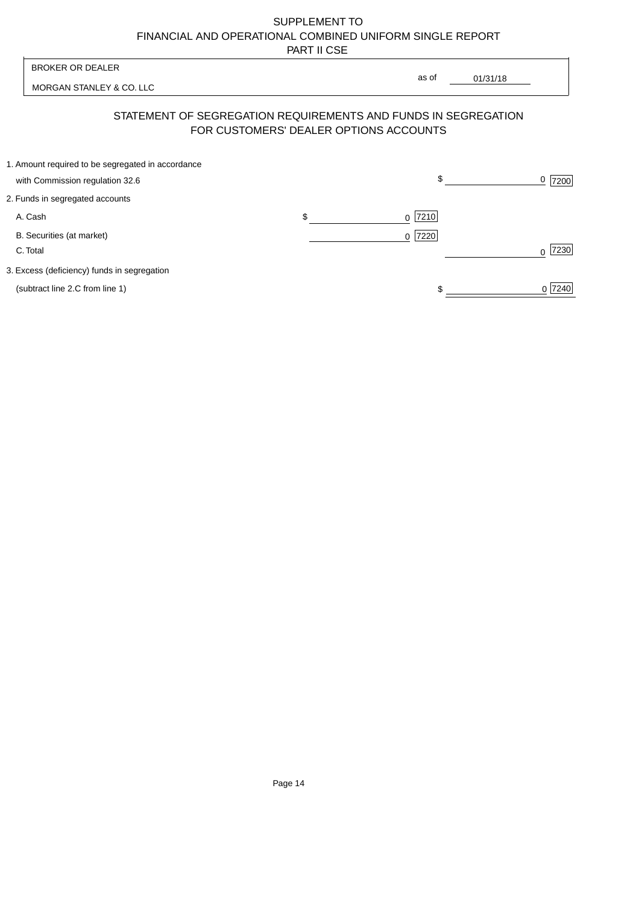SUPPLEMENT TO
FINANCIAL AND OPERATIONAL COMBINED UNIFORM SINGLE REPORT
PART II CSE

BROKER OR DEALER

MORGAN STANLEY & CO. LLC

as of 01/31/18

## STATEMENT OF SEGREGATION REQUIREMENTS AND FUNDS IN SEGREGATION FOR CUSTOMERS' DEALER OPTIONS ACCOUNTS

| | | |
|---|---|---|
| 1. Amount required to be segregated in accordance with Commission regulation 32.6 | | $ 0 [7200] |
| 2. Funds in segregated accounts | | |
| A. Cash | $ 0 [7210] | |
| B. Securities (at market) | 0 [7220] | |
| C. Total | | 0 [7230] |
| 3. Excess (deficiency) funds in segregation (subtract line 2.C from line 1) | | $ 0 [7240] |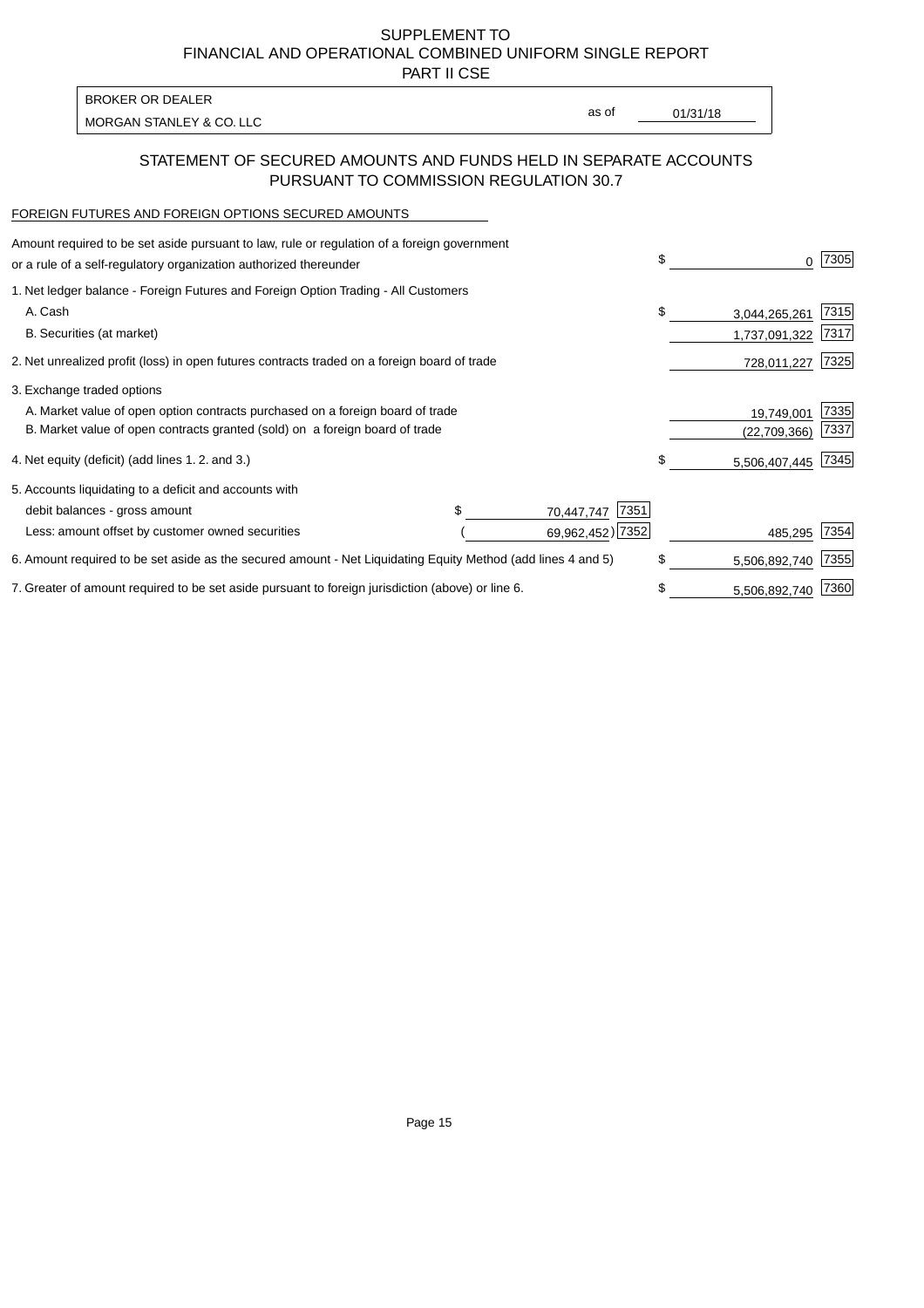SUPPLEMENT TO
FINANCIAL AND OPERATIONAL COMBINED UNIFORM SINGLE REPORT
PART II CSE

| BROKER OR DEALER | | |
|---|---|---|
| MORGAN STANLEY & CO. LLC | as of | 01/31/18 |

## STATEMENT OF SECURED AMOUNTS AND FUNDS HELD IN SEPARATE ACCOUNTS PURSUANT TO COMMISSION REGULATION 30.7

FOREIGN FUTURES AND FOREIGN OPTIONS SECURED AMOUNTS

| | | | | |
|---|---|---|---|---|
| Amount required to be set aside pursuant to law, rule or regulation of a foreign government or a rule of a self-regulatory organization authorized thereunder | | | $ 0 | 7305 |
| 1. Net ledger balance - Foreign Futures and Foreign Option Trading - All Customers | | | | |
| A. Cash | | | $ 3,044,265,261 | 7315 |
| B. Securities (at market) | | | 1,737,091,322 | 7317 |
| 2. Net unrealized profit (loss) in open futures contracts traded on a foreign board of trade | | | 728,011,227 | 7325 |
| 3. Exchange traded options | | | | |
| A. Market value of open option contracts purchased on a foreign board of trade | | | 19,749,001 | 7335 |
| B. Market value of open contracts granted (sold) on a foreign board of trade | | | (22,709,366) | 7337 |
| 4. Net equity (deficit) (add lines 1. 2. and 3.) | | | $ 5,506,407,445 | 7345 |
| 5. Accounts liquidating to a deficit and accounts with | | | | |
| debit balances - gross amount | $ 70,447,747 | 7351 | | |
| Less: amount offset by customer owned securities | ( 69,962,452) | 7352 | 485,295 | 7354 |
| 6. Amount required to be set aside as the secured amount - Net Liquidating Equity Method (add lines 4 and 5) | | | $ 5,506,892,740 | 7355 |
| 7. Greater of amount required to be set aside pursuant to foreign jurisdiction (above) or line 6. | | | $ 5,506,892,740 | 7360 |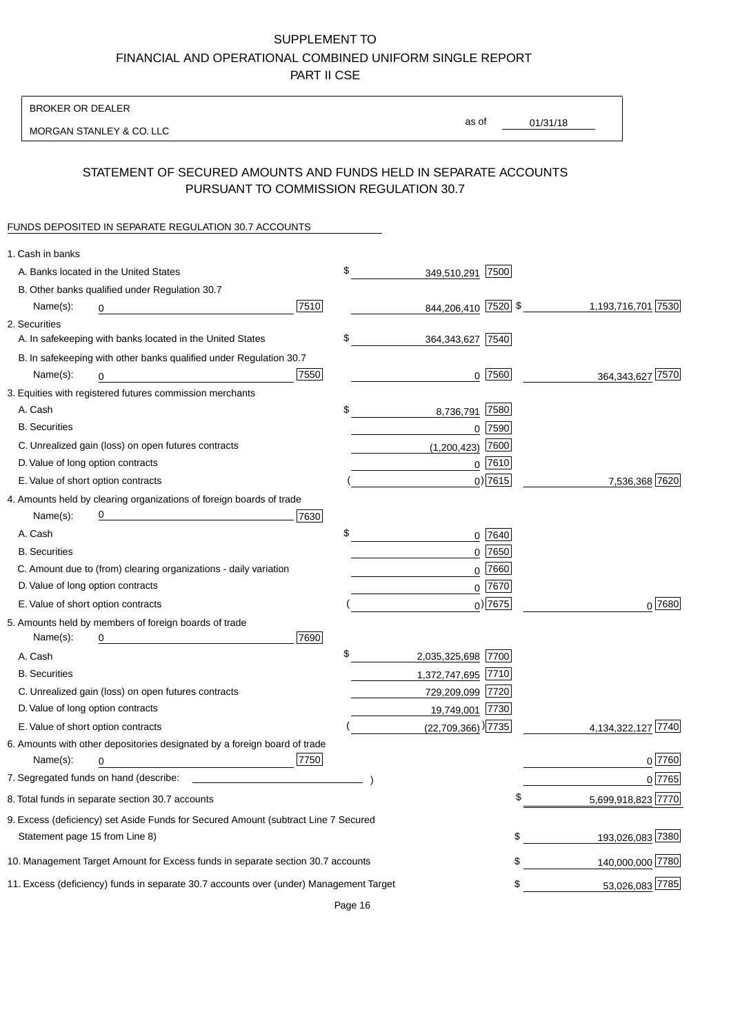SUPPLEMENT TO
FINANCIAL AND OPERATIONAL COMBINED UNIFORM SINGLE REPORT
PART II CSE

BROKER OR DEALER

MORGAN STANLEY & CO. LLC

as of 01/31/18

## STATEMENT OF SECURED AMOUNTS AND FUNDS HELD IN SEPARATE ACCOUNTS PURSUANT TO COMMISSION REGULATION 30.7

FUNDS DEPOSITED IN SEPARATE REGULATION 30.7 ACCOUNTS

| | | | |
|---|---|---|---|
| 1. Cash in banks | | | |
| A. Banks located in the United States | | $ 349,510,291 [7500] | |
| B. Other banks qualified under Regulation 30.7 | | | |
| Name(s): 0 | [7510] | 844,206,410 [7520] | $ 1,193,716,701 [7530] |
| 2. Securities | | | |
| A. In safekeeping with banks located in the United States | | $ 364,343,627 [7540] | |
| B. In safekeeping with other banks qualified under Regulation 30.7 | | | |
| Name(s): 0 | [7550] | 0 [7560] | 364,343,627 [7570] |
| 3. Equities with registered futures commission merchants | | | |
| A. Cash | | $ 8,736,791 [7580] | |
| B. Securities | | 0 [7590] | |
| C. Unrealized gain (loss) on open futures contracts | | (1,200,423) [7600] | |
| D. Value of long option contracts | | 0 [7610] | |
| E. Value of short option contracts | | ( 0) [7615] | 7,536,368 [7620] |
| 4. Amounts held by clearing organizations of foreign boards of trade | | | |
| Name(s): 0 | [7630] | | |
| A. Cash | | $ 0 [7640] | |
| B. Securities | | 0 [7650] | |
| C. Amount due to (from) clearing organizations - daily variation | | 0 [7660] | |
| D. Value of long option contracts | | 0 [7670] | |
| E. Value of short option contracts | | ( 0) [7675] | 0 [7680] |
| 5. Amounts held by members of foreign boards of trade | | | |
| Name(s): 0 | [7690] | | |
| A. Cash | | $ 2,035,325,698 [7700] | |
| B. Securities | | 1,372,747,695 [7710] | |
| C. Unrealized gain (loss) on open futures contracts | | 729,209,099 [7720] | |
| D. Value of long option contracts | | 19,749,001 [7730] | |
| E. Value of short option contracts | | ( (22,709,366) ) [7735] | 4,134,322,127 [7740] |
| 6. Amounts with other depositories designated by a foreign board of trade | | | |
| Name(s): 0 | [7750] | | 0 [7760] |
| 7. Segregated funds on hand (describe: ) | | | 0 [7765] |
| 8. Total funds in separate section 30.7 accounts | | | $ 5,699,918,823 [7770] |
| 9. Excess (deficiency) set Aside Funds for Secured Amount (subtract Line 7 Secured Statement page 15 from Line 8) | | | $ 193,026,083 [7380] |
| 10. Management Target Amount for Excess funds in separate section 30.7 accounts | | | $ 140,000,000 [7780] |
| 11. Excess (deficiency) funds in separate 30.7 accounts over (under) Management Target | | | $ 53,026,083 [7785] |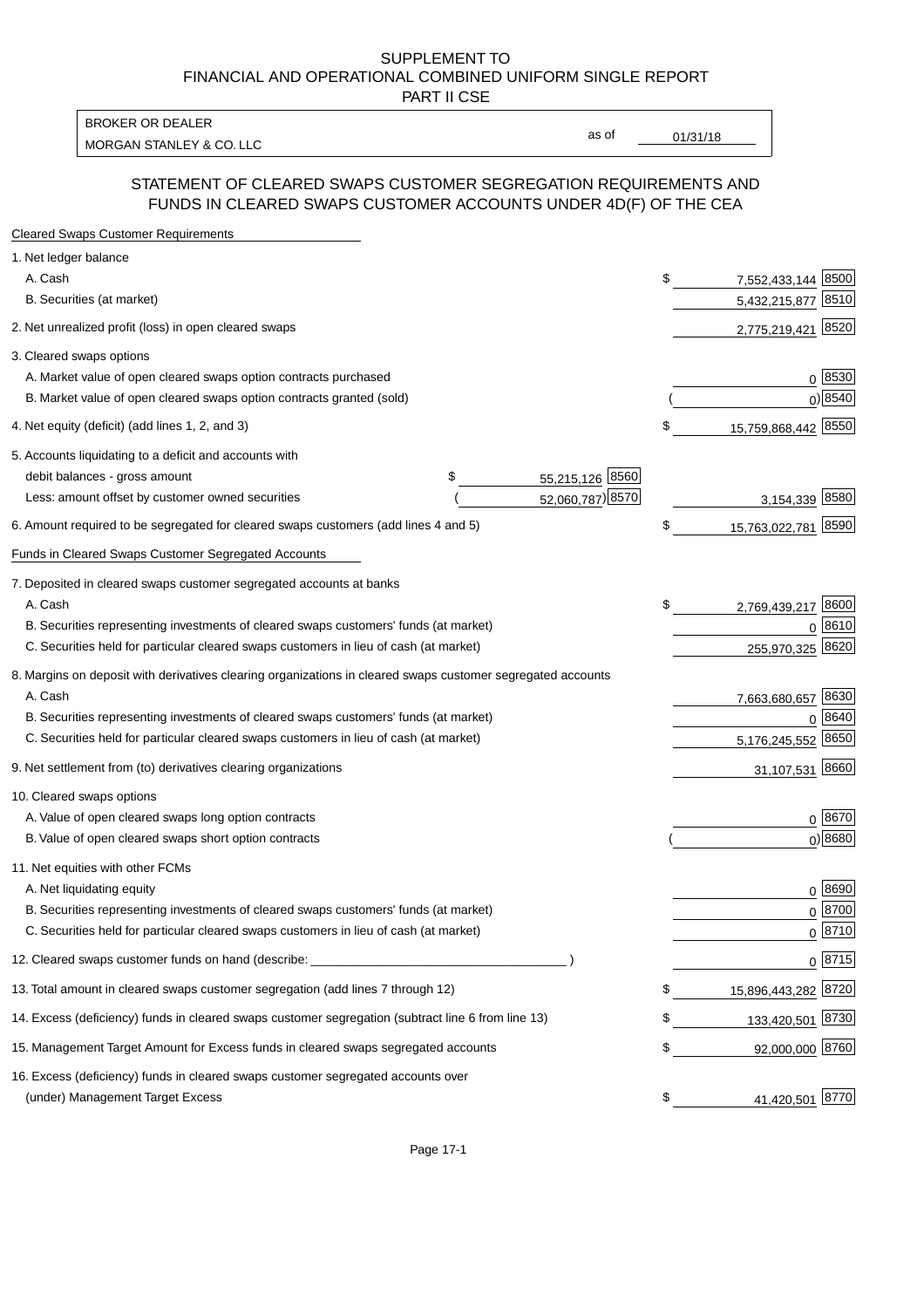SUPPLEMENT TO
FINANCIAL AND OPERATIONAL COMBINED UNIFORM SINGLE REPORT
PART II CSE

| BROKER OR DEALER | | |
|---|---|---|
| MORGAN STANLEY & CO. LLC | as of | 01/31/18 |

## STATEMENT OF CLEARED SWAPS CUSTOMER SEGREGATION REQUIREMENTS AND FUNDS IN CLEARED SWAPS CUSTOMER ACCOUNTS UNDER 4D(F) OF THE CEA

| | | | | |
|---|---|---|---|---|
| **Cleared Swaps Customer Requirements** | | | | |
| 1. Net ledger balance | | | | |
| A. Cash | | | $ 7,552,433,144 | 8500 |
| B. Securities (at market) | | | 5,432,215,877 | 8510 |
| 2. Net unrealized profit (loss) in open cleared swaps | | | 2,775,219,421 | 8520 |
| 3. Cleared swaps options | | | | |
| A. Market value of open cleared swaps option contracts purchased | | | 0 | 8530 |
| B. Market value of open cleared swaps option contracts granted (sold) | | | ( 0) | 8540 |
| 4. Net equity (deficit) (add lines 1, 2, and 3) | | | $ 15,759,868,442 | 8550 |
| 5. Accounts liquidating to a deficit and accounts with debit balances - gross amount | $ 55,215,126 | 8560 | | |
| Less: amount offset by customer owned securities | ( 52,060,787) | 8570 | 3,154,339 | 8580 |
| 6. Amount required to be segregated for cleared swaps customers (add lines 4 and 5) | | | $ 15,763,022,781 | 8590 |
| **Funds in Cleared Swaps Customer Segregated Accounts** | | | | |
| 7. Deposited in cleared swaps customer segregated accounts at banks | | | | |
| A. Cash | | | $ 2,769,439,217 | 8600 |
| B. Securities representing investments of cleared swaps customers' funds (at market) | | | 0 | 8610 |
| C. Securities held for particular cleared swaps customers in lieu of cash (at market) | | | 255,970,325 | 8620 |
| 8. Margins on deposit with derivatives clearing organizations in cleared swaps customer segregated accounts | | | | |
| A. Cash | | | 7,663,680,657 | 8630 |
| B. Securities representing investments of cleared swaps customers' funds (at market) | | | 0 | 8640 |
| C. Securities held for particular cleared swaps customers in lieu of cash (at market) | | | 5,176,245,552 | 8650 |
| 9. Net settlement from (to) derivatives clearing organizations | | | 31,107,531 | 8660 |
| 10. Cleared swaps options | | | | |
| A. Value of open cleared swaps long option contracts | | | 0 | 8670 |
| B. Value of open cleared swaps short option contracts | | | ( 0) | 8680 |
| 11. Net equities with other FCMs | | | | |
| A. Net liquidating equity | | | 0 | 8690 |
| B. Securities representing investments of cleared swaps customers' funds (at market) | | | 0 | 8700 |
| C. Securities held for particular cleared swaps customers in lieu of cash (at market) | | | 0 | 8710 |
| 12. Cleared swaps customer funds on hand (describe: _______________ ) | | | 0 | 8715 |
| 13. Total amount in cleared swaps customer segregation (add lines 7 through 12) | | | $ 15,896,443,282 | 8720 |
| 14. Excess (deficiency) funds in cleared swaps customer segregation (subtract line 6 from line 13) | | | $ 133,420,501 | 8730 |
| 15. Management Target Amount for Excess funds in cleared swaps segregated accounts | | | $ 92,000,000 | 8760 |
| 16. Excess (deficiency) funds in cleared swaps customer segregated accounts over (under) Management Target Excess | | | $ 41,420,501 | 8770 |